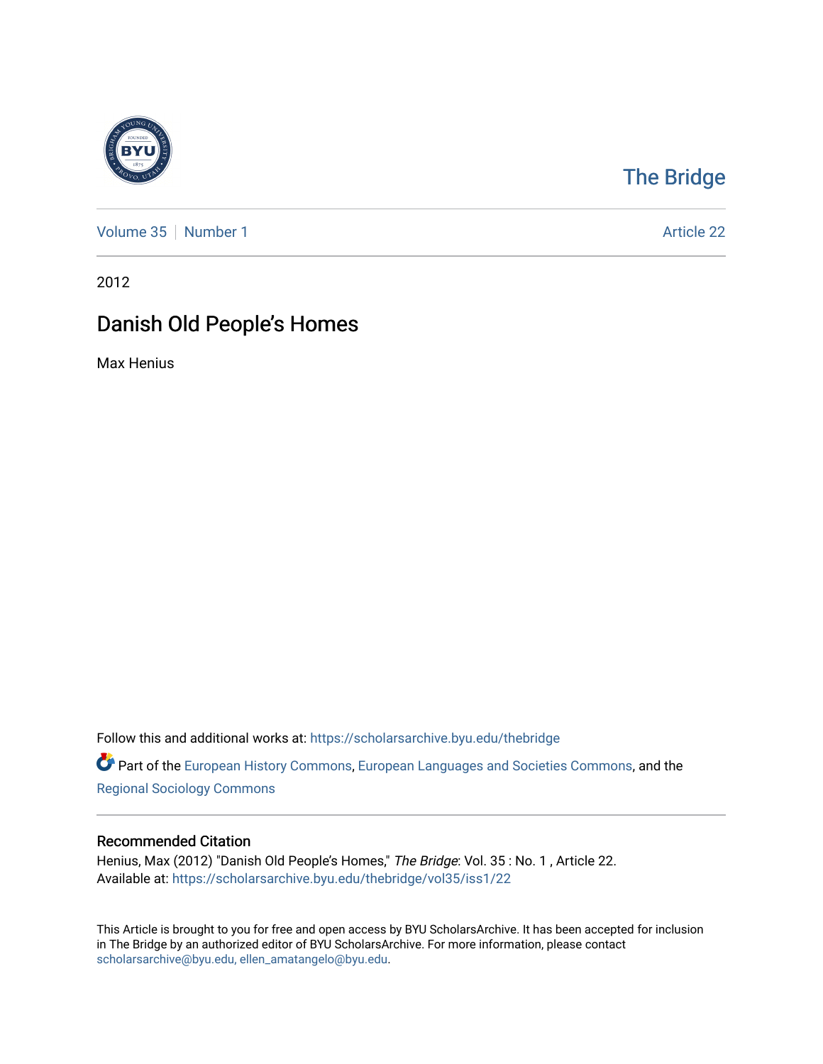The Bridge

Volume 35 | Number 1 | Article 22

2012

# Danish Old People's Homes

Max Henius

Follow this and additional works at: https://scholarsarchive.byu.edu/thebridge

Part of the European History Commons, European Languages and Societies Commons, and the Regional Sociology Commons

## Recommended Citation

Henius, Max (2012) "Danish Old People's Homes," *The Bridge*: Vol. 35 : No. 1 , Article 22.
Available at: https://scholarsarchive.byu.edu/thebridge/vol35/iss1/22

This Article is brought to you for free and open access by BYU ScholarsArchive. It has been accepted for inclusion in The Bridge by an authorized editor of BYU ScholarsArchive. For more information, please contact scholarsarchive@byu.edu, ellen_amatangelo@byu.edu.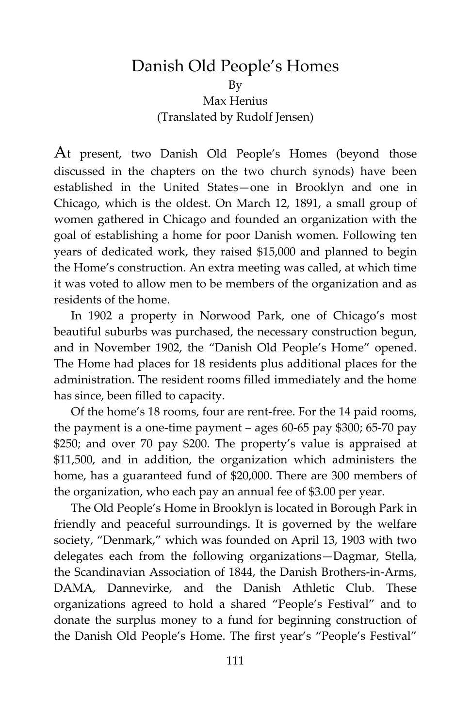# Danish Old People's Homes

By

Max Henius

(Translated by Rudolf Jensen)

At present, two Danish Old People's Homes (beyond those discussed in the chapters on the two church synods) have been established in the United States—one in Brooklyn and one in Chicago, which is the oldest. On March 12, 1891, a small group of women gathered in Chicago and founded an organization with the goal of establishing a home for poor Danish women. Following ten years of dedicated work, they raised $15,000 and planned to begin the Home's construction. An extra meeting was called, at which time it was voted to allow men to be members of the organization and as residents of the home.

In 1902 a property in Norwood Park, one of Chicago's most beautiful suburbs was purchased, the necessary construction begun, and in November 1902, the "Danish Old People's Home" opened. The Home had places for 18 residents plus additional places for the administration. The resident rooms filled immediately and the home has since, been filled to capacity.

Of the home's 18 rooms, four are rent-free. For the 14 paid rooms, the payment is a one-time payment – ages 60-65 pay $300; 65-70 pay $250; and over 70 pay $200. The property's value is appraised at $11,500, and in addition, the organization which administers the home, has a guaranteed fund of $20,000. There are 300 members of the organization, who each pay an annual fee of $3.00 per year.

The Old People's Home in Brooklyn is located in Borough Park in friendly and peaceful surroundings. It is governed by the welfare society, "Denmark," which was founded on April 13, 1903 with two delegates each from the following organizations—Dagmar, Stella, the Scandinavian Association of 1844, the Danish Brothers-in-Arms, DAMA, Dannevirke, and the Danish Athletic Club. These organizations agreed to hold a shared "People's Festival" and to donate the surplus money to a fund for beginning construction of the Danish Old People's Home. The first year's "People's Festival"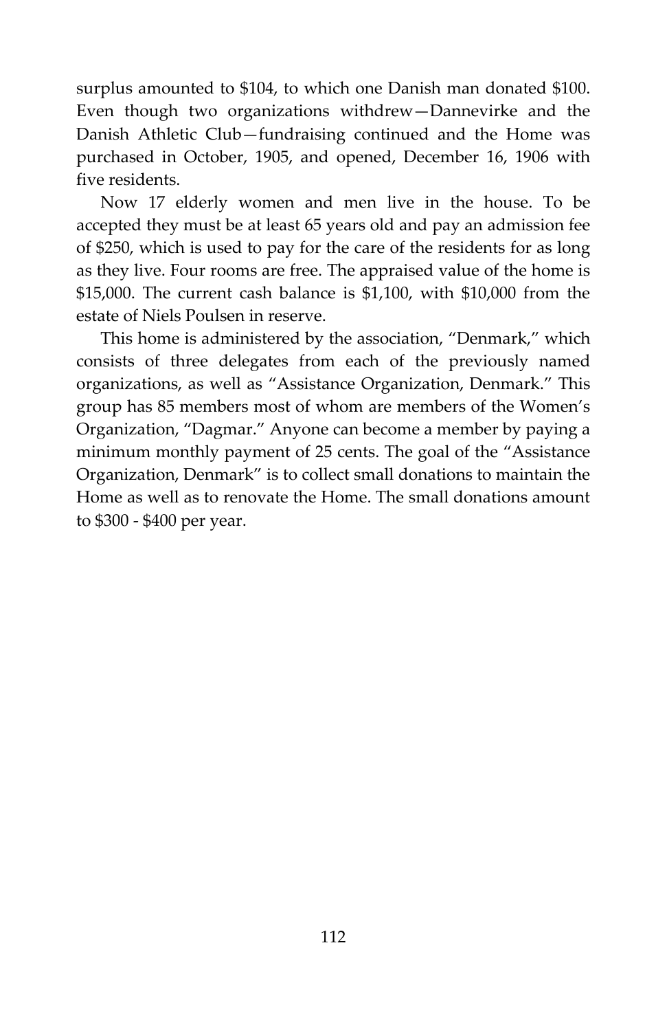surplus amounted to $104, to which one Danish man donated $100. Even though two organizations withdrew—Dannevirke and the Danish Athletic Club—fundraising continued and the Home was purchased in October, 1905, and opened, December 16, 1906 with five residents.

Now 17 elderly women and men live in the house. To be accepted they must be at least 65 years old and pay an admission fee of $250, which is used to pay for the care of the residents for as long as they live. Four rooms are free. The appraised value of the home is $15,000. The current cash balance is $1,100, with $10,000 from the estate of Niels Poulsen in reserve.

This home is administered by the association, "Denmark," which consists of three delegates from each of the previously named organizations, as well as "Assistance Organization, Denmark." This group has 85 members most of whom are members of the Women's Organization, "Dagmar." Anyone can become a member by paying a minimum monthly payment of 25 cents. The goal of the "Assistance Organization, Denmark" is to collect small donations to maintain the Home as well as to renovate the Home. The small donations amount to $300 - $400 per year.